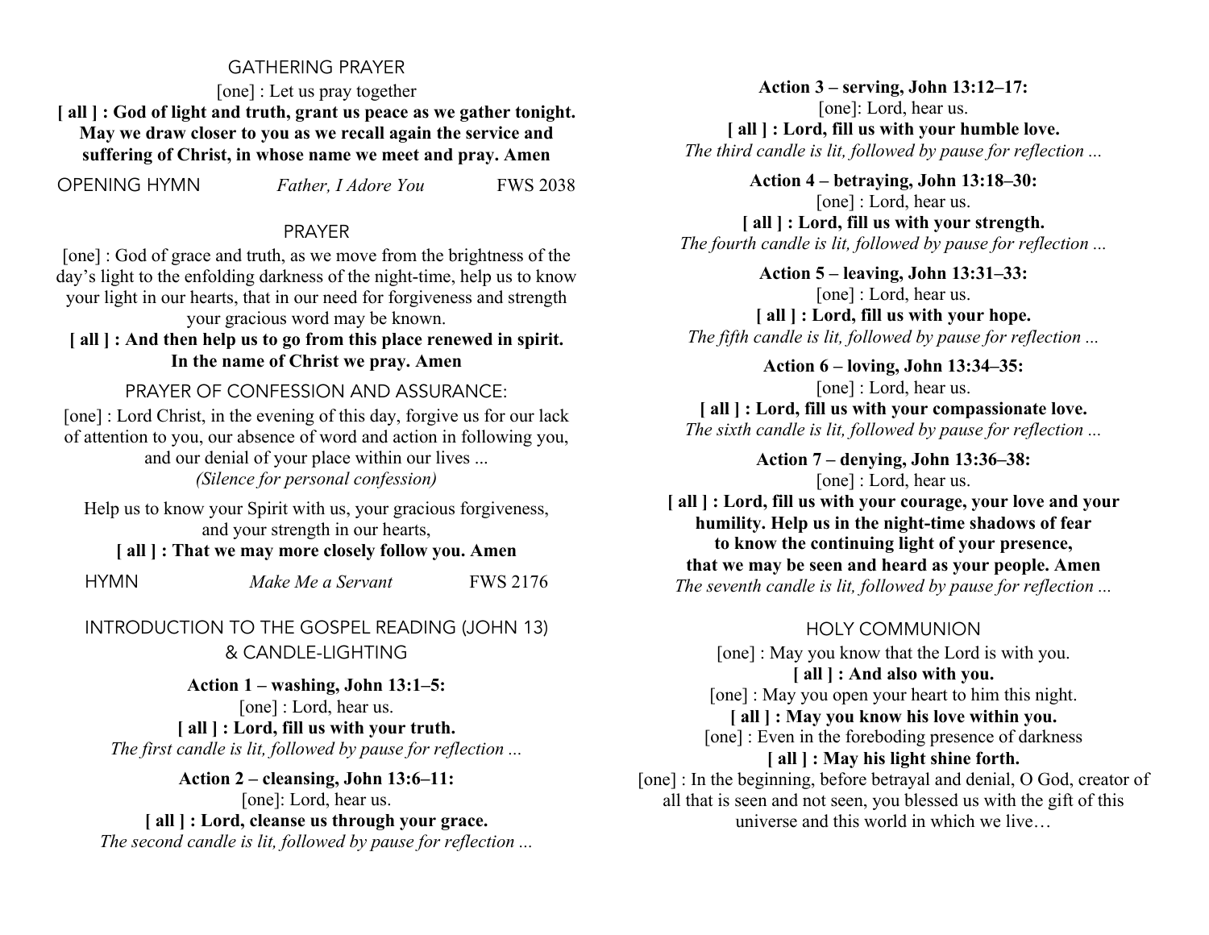## GATHERING PRAYER

[one] : Let us pray together

**[ all ] : God of light and truth, grant us peace as we gather tonight. May we draw closer to you as we recall again the service and suffering of Christ, in whose name we meet and pray. Amen**

OPENING HYMN *Father, I Adore You* FWS 2038

## PRAYER

[one] : God of grace and truth, as we move from the brightness of the day's light to the enfolding darkness of the night-time, help us to know your light in our hearts, that in our need for forgiveness and strength your gracious word may be known.

**[ all ] : And then help us to go from this place renewed in spirit. In the name of Christ we pray. Amen**

## PRAYER OF CONFESSION AND ASSURANCE:

[one] : Lord Christ, in the evening of this day, forgive us for our lack of attention to you, our absence of word and action in following you, and our denial of your place within our lives ...

*(Silence for personal confession)*

Help us to know your Spirit with us, your gracious forgiveness, and your strength in our hearts,

**[ all ] : That we may more closely follow you. Amen**

HYMN *Make Me a Servant* FWS 2176

## INTRODUCTION TO THE GOSPEL READING (JOHN 13) & CANDLE-LIGHTING

**Action 1 – washing, John 13:1–5:**

[one] : Lord, hear us.

**[ all ] : Lord, fill us with your truth.**

*The first candle is lit, followed by pause for reflection ...*

**Action 2 – cleansing, John 13:6–11:**

[one]: Lord, hear us.

**[ all ] : Lord, cleanse us through your grace.**

*The second candle is lit, followed by pause for reflection ...*

**Action 3 – serving, John 13:12–17:**

[one]: Lord, hear us.

**[ all ] : Lord, fill us with your humble love.**

*The third candle is lit, followed by pause for reflection ...*

**Action 4 – betraying, John 13:18–30:**

[one] : Lord, hear us.

**[ all ] : Lord, fill us with your strength.**

*The fourth candle is lit, followed by pause for reflection ...*

**Action 5 – leaving, John 13:31–33:**

[one] : Lord, hear us.

**[ all ] : Lord, fill us with your hope.**

*The fifth candle is lit, followed by pause for reflection ...*

**Action 6 – loving, John 13:34–35:**

[one] : Lord, hear us.

**[ all ] : Lord, fill us with your compassionate love.**

*The sixth candle is lit, followed by pause for reflection ...*

**Action 7 – denying, John 13:36–38:**

[one] : Lord, hear us.

**[ all ] : Lord, fill us with your courage, your love and your humility. Help us in the night-time shadows of fear to know the continuing light of your presence, that we may be seen and heard as your people. Amen**

*The seventh candle is lit, followed by pause for reflection ...*

## HOLY COMMUNION

[one] : May you know that the Lord is with you.

**[ all ] : And also with you.**

[one] : May you open your heart to him this night.

**[ all ] : May you know his love within you.**

[one] : Even in the foreboding presence of darkness

**[ all ] : May his light shine forth.**

[one] : In the beginning, before betrayal and denial, O God, creator of all that is seen and not seen, you blessed us with the gift of this universe and this world in which we live…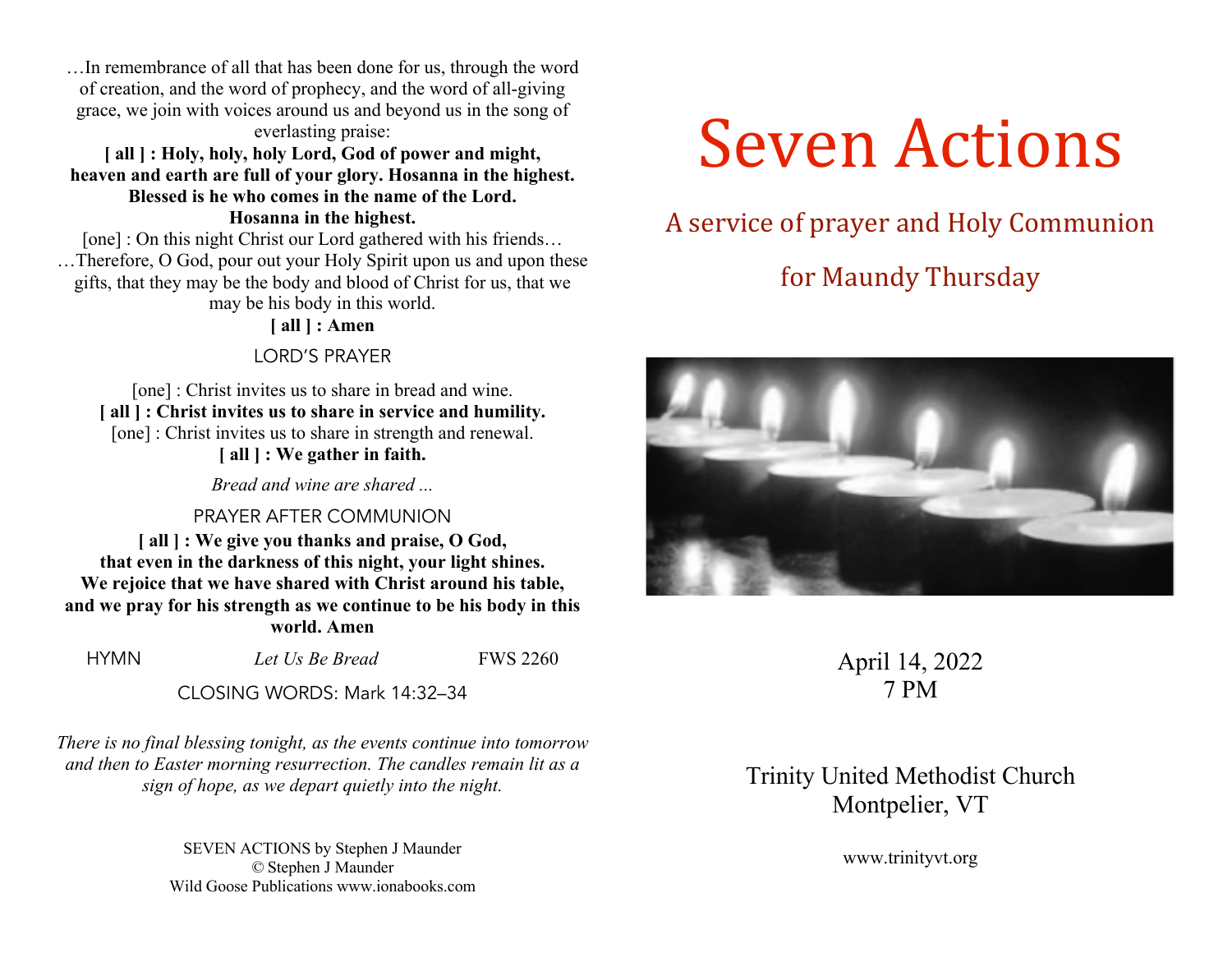…In remembrance of all that has been done for us, through the word of creation, and the word of prophecy, and the word of all-giving grace, we join with voices around us and beyond us in the song of everlasting praise:

**[ all ] : Holy, holy, holy Lord, God of power and might, heaven and earth are full of your glory. Hosanna in the highest. Blessed is he who comes in the name of the Lord. Hosanna in the highest.**

[one] : On this night Christ our Lord gathered with his friends…

…Therefore, O God, pour out your Holy Spirit upon us and upon these gifts, that they may be the body and blood of Christ for us, that we may be his body in this world.

**[ all ] : Amen**

LORD'S PRAYER

[one] : Christ invites us to share in bread and wine.
**[ all ] : Christ invites us to share in service and humility.**
[one] : Christ invites us to share in strength and renewal.
**[ all ] : We gather in faith.**

*Bread and wine are shared ...*

PRAYER AFTER COMMUNION

**[ all ] : We give you thanks and praise, O God, that even in the darkness of this night, your light shines. We rejoice that we have shared with Christ around his table, and we pray for his strength as we continue to be his body in this world. Amen**

HYMN *Let Us Be Bread* FWS 2260

CLOSING WORDS: Mark 14:32–34

*There is no final blessing tonight, as the events continue into tomorrow and then to Easter morning resurrection. The candles remain lit as a sign of hope, as we depart quietly into the night.*

SEVEN ACTIONS by Stephen J Maunder
© Stephen J Maunder
Wild Goose Publications www.ionabooks.com

# Seven Actions

## A service of prayer and Holy Communion for Maundy Thursday

April 14, 2022
7 PM

Trinity United Methodist Church
Montpelier, VT

www.trinityvt.org